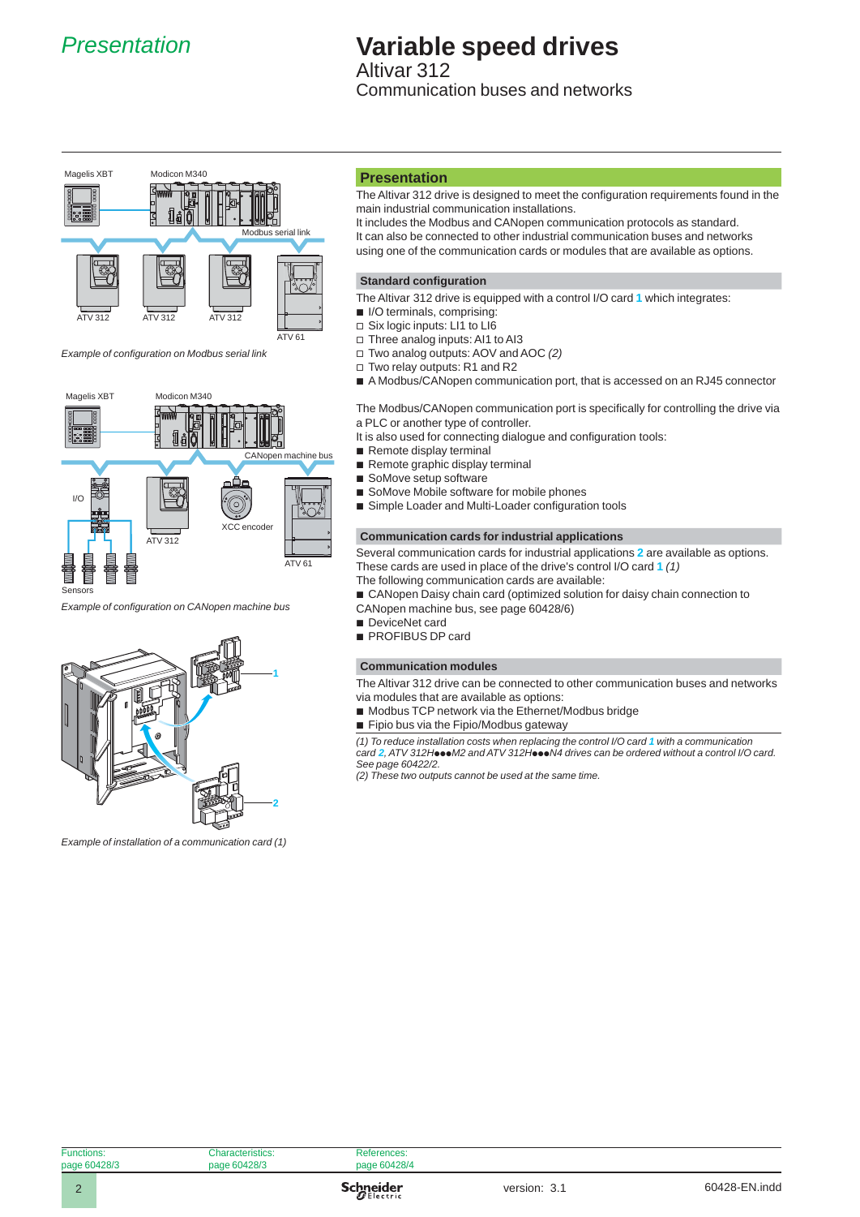# Presentation

# Variable speed drives

## Altivar 312

## Communication buses and networks

Magelis XBT    Modicon M340

Modbus serial link

ATV 312    ATV 312    ATV 312    ATV 61

*Example of configuration on Modbus serial link*

Magelis XBT    Modicon M340

CANopen machine bus

I/O    ATV 312    XCC encoder    ATV 61

Sensors

*Example of configuration on CANopen machine bus*

1

2

*Example of installation of a communication card (1)*

## Presentation

The Altivar 312 drive is designed to meet the configuration requirements found in the main industrial communication installations.

It includes the Modbus and CANopen communication protocols as standard.

It can also be connected to other industrial communication buses and networks using one of the communication cards or modules that are available as options.

### Standard configuration

The Altivar 312 drive is equipped with a control I/O card **1** which integrates:

- I/O terminals, comprising:
  - Six logic inputs: LI1 to LI6
  - Three analog inputs: AI1 to AI3
  - Two analog outputs: AOV and AOC *(2)*
  - Two relay outputs: R1 and R2
- A Modbus/CANopen communication port, that is accessed on an RJ45 connector

The Modbus/CANopen communication port is specifically for controlling the drive via a PLC or another type of controller.

It is also used for connecting dialogue and configuration tools:

- Remote display terminal
- Remote graphic display terminal
- SoMove setup software
- SoMove Mobile software for mobile phones
- Simple Loader and Multi-Loader configuration tools

### Communication cards for industrial applications

Several communication cards for industrial applications **2** are available as options.

These cards are used in place of the drive's control I/O card **1** *(1)*

The following communication cards are available:

- CANopen Daisy chain card (optimized solution for daisy chain connection to CANopen machine bus, see page 60428/6)
- DeviceNet card
- PROFIBUS DP card

### Communication modules

The Altivar 312 drive can be connected to other communication buses and networks via modules that are available as options:

- Modbus TCP network via the Ethernet/Modbus bridge
- Fipio bus via the Fipio/Modbus gateway

*(1) To reduce installation costs when replacing the control I/O card **1** with a communication card **2**, ATV 312H●●●M2 and ATV 312H●●●N4 drives can be ordered without a control I/O card. See page 60422/2.*

*(2) These two outputs cannot be used at the same time.*

| Functions: page 60428/3 | Characteristics: page 60428/3 | References: page 60428/4 |
|---|---|---|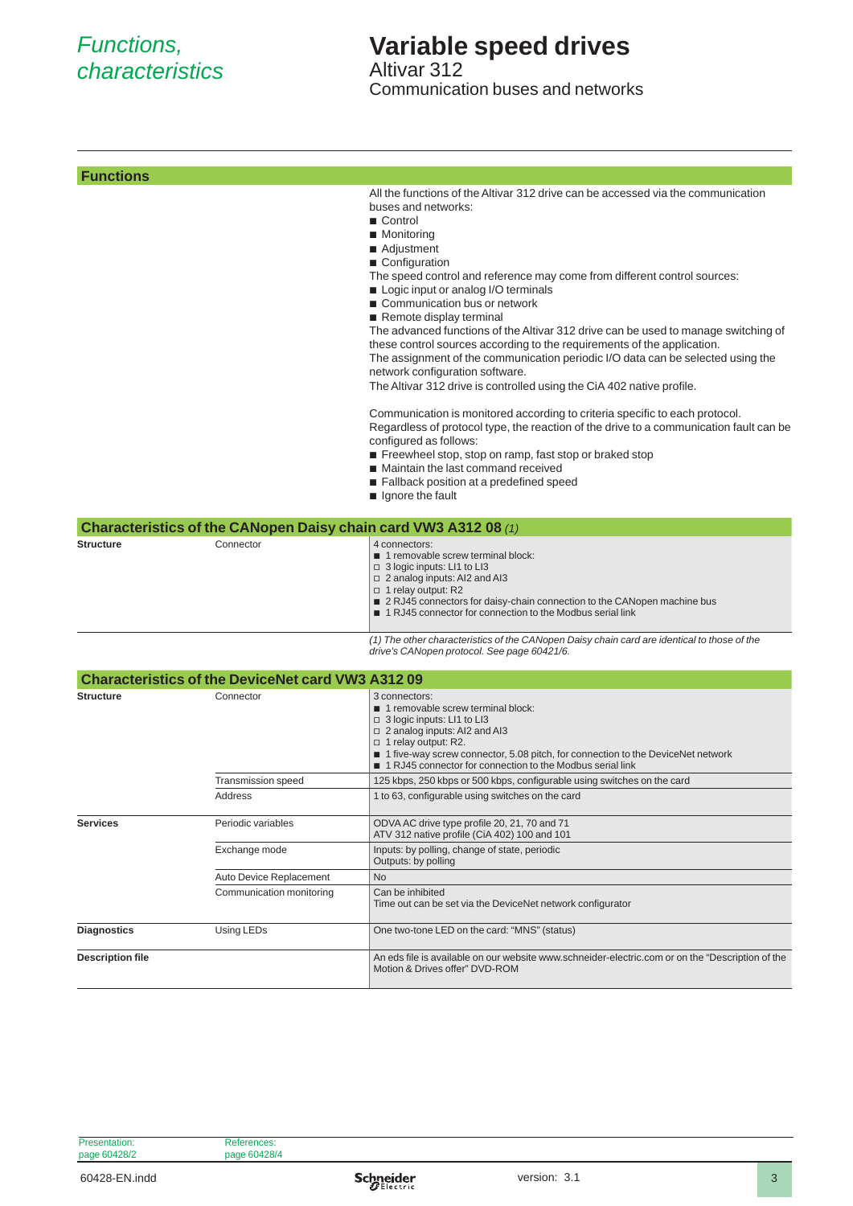# Functions, characteristics

# Variable speed drives

Altivar 312

Communication buses and networks

## Functions

All the functions of the Altivar 312 drive can be accessed via the communication buses and networks:

- Control
- Monitoring
- Adjustment
- Configuration

The speed control and reference may come from different control sources:

- Logic input or analog I/O terminals
- Communication bus or network
- Remote display terminal

The advanced functions of the Altivar 312 drive can be used to manage switching of these control sources according to the requirements of the application.

The assignment of the communication periodic I/O data can be selected using the network configuration software.

The Altivar 312 drive is controlled using the CiA 402 native profile.

Communication is monitored according to criteria specific to each protocol.

Regardless of protocol type, the reaction of the drive to a communication fault can be configured as follows:

- Freewheel stop, stop on ramp, fast stop or braked stop
- Maintain the last command received
- Fallback position at a predefined speed
- Ignore the fault

## Characteristics of the CANopen Daisy chain card VW3 A312 08 *(1)*

| | | |
|---|---|---|
| **Structure** | Connector | 4 connectors:<br>■ 1 removable screw terminal block:<br>□ 3 logic inputs: LI1 to LI3<br>□ 2 analog inputs: AI2 and AI3<br>□ 1 relay output: R2<br>■ 2 RJ45 connectors for daisy-chain connection to the CANopen machine bus<br>■ 1 RJ45 connector for connection to the Modbus serial link |

*(1) The other characteristics of the CANopen Daisy chain card are identical to those of the drive's CANopen protocol. See page 60421/6.*

## Characteristics of the DeviceNet card VW3 A312 09

| | | |
|---|---|---|
| **Structure** | Connector | 3 connectors:<br>■ 1 removable screw terminal block:<br>□ 3 logic inputs: LI1 to LI3<br>□ 2 analog inputs: AI2 and AI3<br>□ 1 relay output: R2.<br>■ 1 five-way screw connector, 5.08 pitch, for connection to the DeviceNet network<br>■ 1 RJ45 connector for connection to the Modbus serial link |
| | Transmission speed | 125 kbps, 250 kbps or 500 kbps, configurable using switches on the card |
| | Address | 1 to 63, configurable using switches on the card |
| **Services** | Periodic variables | ODVA AC drive type profile 20, 21, 70 and 71<br>ATV 312 native profile (CiA 402) 100 and 101 |
| | Exchange mode | Inputs: by polling, change of state, periodic<br>Outputs: by polling |
| | Auto Device Replacement | No |
| | Communication monitoring | Can be inhibited<br>Time out can be set via the DeviceNet network configurator |
| **Diagnostics** | Using LEDs | One two-tone LED on the card: "MNS" (status) |
| **Description file** | | An eds file is available on our website www.schneider-electric.com or on the "Description of the Motion & Drives offer" DVD-ROM |

Presentation: page 60428/2

References: page 60428/4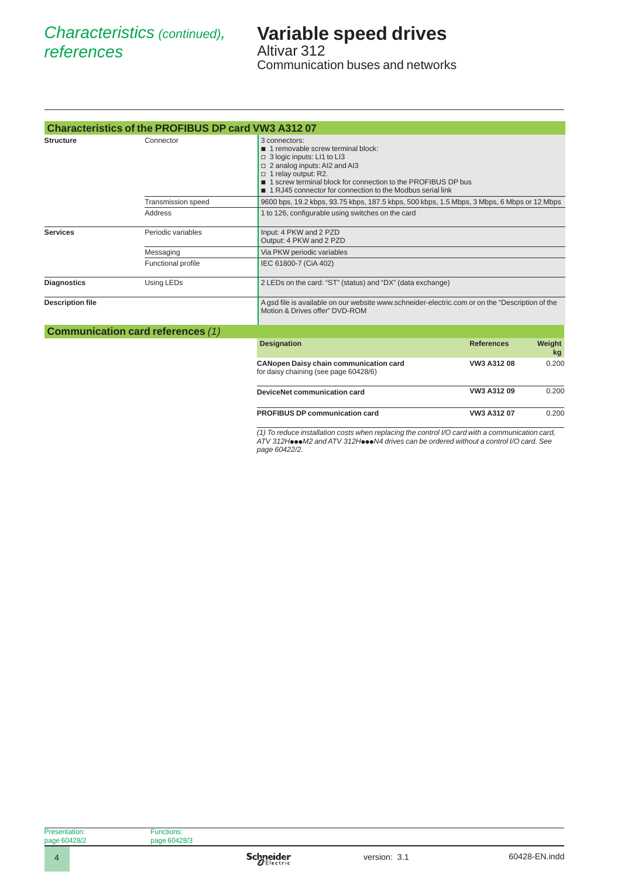# Characteristics (continued), references

# Variable speed drives

Altivar 312
Communication buses and networks

## Characteristics of the PROFIBUS DP card VW3 A312 07

| | | |
|---|---|---|
| **Structure** | Connector | 3 connectors:<br>■ 1 removable screw terminal block:<br>□ 3 logic inputs: LI1 to LI3<br>□ 2 analog inputs: AI2 and AI3<br>□ 1 relay output: R2.<br>■ 1 screw terminal block for connection to the PROFIBUS DP bus<br>■ 1 RJ45 connector for connection to the Modbus serial link |
| | Transmission speed | 9600 bps, 19.2 kbps, 93.75 kbps, 187.5 kbps, 500 kbps, 1.5 Mbps, 3 Mbps, 6 Mbps or 12 Mbps |
| | Address | 1 to 126, configurable using switches on the card |
| **Services** | Periodic variables | Input: 4 PKW and 2 PZD<br>Output: 4 PKW and 2 PZD |
| | Messaging | Via PKW periodic variables |
| | Functional profile | IEC 61800-7 (CiA 402) |
| **Diagnostics** | Using LEDs | 2 LEDs on the card: "ST" (status) and "DX" (data exchange) |
| **Description file** | | A gsd file is available on our website www.schneider-electric.com or on the "Description of the Motion & Drives offer" DVD-ROM |

## Communication card references *(1)*

| Designation | References | Weight kg |
|---|---|---|
| **CANopen Daisy chain communication card**<br>for daisy chaining (see page 60428/6) | **VW3 A312 08** | 0.200 |
| **DeviceNet communication card** | **VW3 A312 09** | 0.200 |
| **PROFIBUS DP communication card** | **VW3 A312 07** | 0.200 |

*(1) To reduce installation costs when replacing the control I/O card with a communication card, ATV 312H●●●M2 and ATV 312H●●●N4 drives can be ordered without a control I/O card. See page 60422/2.*

Presentation:
page 60428/2

Functions:
page 60428/3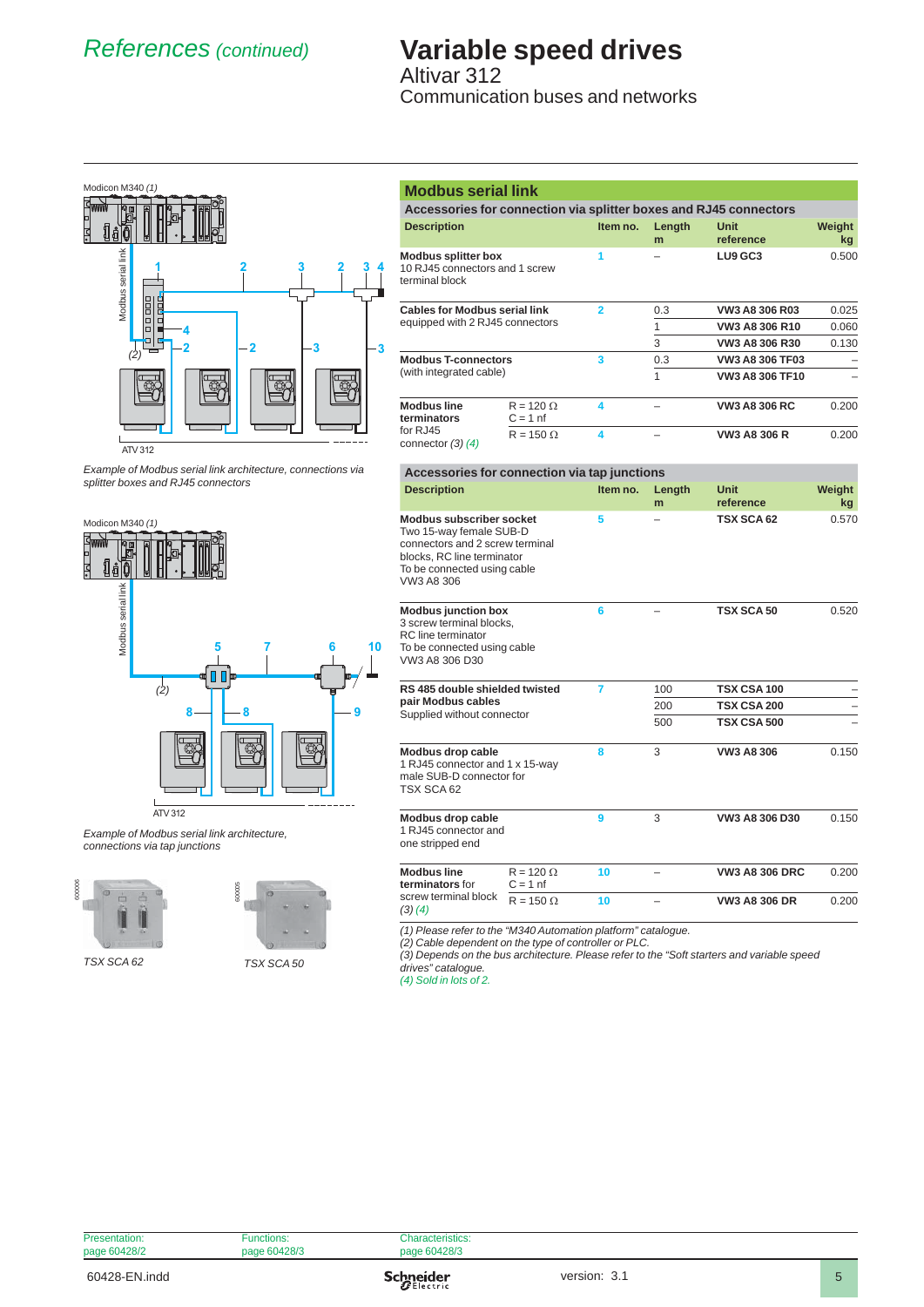# References (continued)

# Variable speed drives

## Altivar 312

### Communication buses and networks

Modicon M340 *(1)*

Modbus serial link

ATV 312

*Example of Modbus serial link architecture, connections via splitter boxes and RJ45 connectors*

Modicon M340 *(1)*

Modbus serial link

ATV 312

*Example of Modbus serial link architecture, connections via tap junctions*

*TSX SCA 62*

*TSX SCA 50*

## Modbus serial link

### Accessories for connection via splitter boxes and RJ45 connectors

| Description | Item no. | Length m | Unit reference | Weight kg |
|---|---|---|---|---|
| **Modbus splitter box** 10 RJ45 connectors and 1 screw terminal block | 1 | – | **LU9 GC3** | 0.500 |
| **Cables for Modbus serial link** equipped with 2 RJ45 connectors | 2 | 0.3 | **VW3 A8 306 R03** | 0.025 |
| | | 1 | **VW3 A8 306 R10** | 0.060 |
| | | 3 | **VW3 A8 306 R30** | 0.130 |
| **Modbus T-connectors** (with integrated cable) | 3 | 0.3 | **VW3 A8 306 TF03** | – |
| | | 1 | **VW3 A8 306 TF10** | – |
| **Modbus line terminators** for RJ45 connector *(3) (4)* — R = 120 Ω, C = 1 nf | 4 | – | **VW3 A8 306 RC** | 0.200 |
| **Modbus line terminators** for RJ45 connector *(3) (4)* — R = 150 Ω | 4 | – | **VW3 A8 306 R** | 0.200 |

### Accessories for connection via tap junctions

| Description | Item no. | Length m | Unit reference | Weight kg |
|---|---|---|---|---|
| **Modbus subscriber socket** Two 15-way female SUB-D connectors and 2 screw terminal blocks, RC line terminator. To be connected using cable VW3 A8 306 | 5 | – | **TSX SCA 62** | 0.570 |
| **Modbus junction box** 3 screw terminal blocks, RC line terminator. To be connected using cable VW3 A8 306 D30 | 6 | – | **TSX SCA 50** | 0.520 |
| **RS 485 double shielded twisted pair Modbus cables** Supplied without connector | 7 | 100 | **TSX CSA 100** | – |
| | | 200 | **TSX CSA 200** | – |
| | | 500 | **TSX CSA 500** | – |
| **Modbus drop cable** 1 RJ45 connector and 1 x 15-way male SUB-D connector for TSX SCA 62 | 8 | 3 | **VW3 A8 306** | 0.150 |
| **Modbus drop cable** 1 RJ45 connector and one stripped end | 9 | 3 | **VW3 A8 306 D30** | 0.150 |
| **Modbus line terminators** for screw terminal block *(3) (4)* — R = 120 Ω, C = 1 nf | 10 | – | **VW3 A8 306 DRC** | 0.200 |
| **Modbus line terminators** for screw terminal block *(3) (4)* — R = 150 Ω | 10 | – | **VW3 A8 306 DR** | 0.200 |

*(1) Please refer to the "M340 Automation platform" catalogue.*
*(2) Cable dependent on the type of controller or PLC.*
*(3) Depends on the bus architecture. Please refer to the "Soft starters and variable speed drives" catalogue.*
*(4) Sold in lots of 2.*

Presentation: page 60428/2 | Functions: page 60428/3 | Characteristics: page 60428/3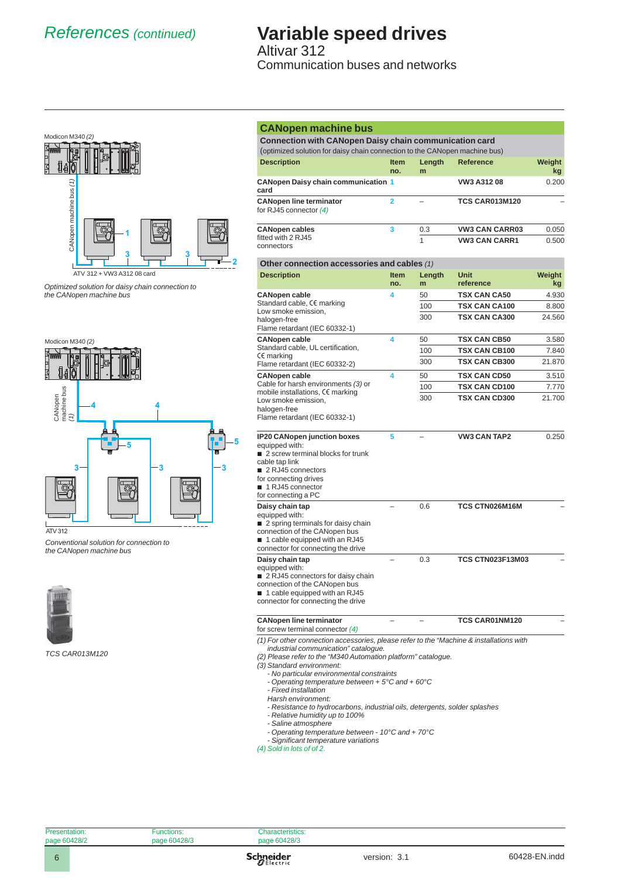# References (continued)

# Variable speed drives

Altivar 312

Communication buses and networks

Modicon M340 (2)

CANopen machine bus (1)

ATV 312 + VW3 A312 08 card

*Optimized solution for daisy chain connection to the CANopen machine bus*

Modicon M340 (2)

CANopen machine bus (1)

ATV 312

*Conventional solution for connection to the CANopen machine bus*

*TCS CAR013M120*

## CANopen machine bus

### Connection with CANopen Daisy chain communication card

(optimized solution for daisy chain connection to the CANopen machine bus)

| Description | Item no. | Length m | Reference | Weight kg |
|---|---|---|---|---|
| **CANopen Daisy chain communication card** | 1 | | **VW3 A312 08** | 0.200 |
| **CANopen line terminator** for RJ45 connector *(4)* | 2 | – | **TCS CAR013M120** | – |
| **CANopen cables** fitted with 2 RJ45 connectors | 3 | 0.3 | **VW3 CAN CARR03** | 0.050 |
| | | 1 | **VW3 CAN CARR1** | 0.500 |

### Other connection accessories and cables *(1)*

| Description | Item no. | Length m | Unit reference | Weight kg |
|---|---|---|---|---|
| **CANopen cable** Standard cable, CE marking Low smoke emission, halogen-free Flame retardant (IEC 60332-1) | 4 | 50 | **TSX CAN CA50** | 4.930 |
| | | 100 | **TSX CAN CA100** | 8.800 |
| | | 300 | **TSX CAN CA300** | 24.560 |
| **CANopen cable** Standard cable, UL certification, CE marking Flame retardant (IEC 60332-2) | 4 | 50 | **TSX CAN CB50** | 3.580 |
| | | 100 | **TSX CAN CB100** | 7.840 |
| | | 300 | **TSX CAN CB300** | 21.870 |
| **CANopen cable** Cable for harsh environments *(3)* or mobile installations, CE marking Low smoke emission, halogen-free Flame retardant (IEC 60332-1) | 4 | 50 | **TSX CAN CD50** | 3.510 |
| | | 100 | **TSX CAN CD100** | 7.770 |
| | | 300 | **TSX CAN CD300** | 21.700 |
| **IP20 CANopen junction boxes** equipped with: ■ 2 screw terminal blocks for trunk cable tap link ■ 2 RJ45 connectors for connecting drives ■ 1 RJ45 connector for connecting a PC | 5 | – | **VW3 CAN TAP2** | 0.250 |
| **Daisy chain tap** equipped with: ■ 2 spring terminals for daisy chain connection of the CANopen bus ■ 1 cable equipped with an RJ45 connector for connecting the drive | – | 0.6 | **TCS CTN026M16M** | – |
| **Daisy chain tap** equipped with: ■ 2 RJ45 connectors for daisy chain connection of the CANopen bus ■ 1 cable equipped with an RJ45 connector for connecting the drive | – | 0.3 | **TCS CTN023F13M03** | – |
| **CANopen line terminator** for screw terminal connector *(4)* | – | – | **TCS CAR01NM120** | – |

*(1) For other connection accessories, please refer to the "Machine & installations with industrial communication" catalogue.*
*(2) Please refer to the "M340 Automation platform" catalogue.*
*(3) Standard environment:*
*- No particular environmental constraints*
*- Operating temperature between + 5°C and + 60°C*
*- Fixed installation*
*Harsh environment:*
*- Resistance to hydrocarbons, industrial oils, detergents, solder splashes*
*- Relative humidity up to 100%*
*- Saline atmosphere*
*- Operating temperature between - 10°C and + 70°C*
*- Significant temperature variations*
*(4) Sold in lots of of 2.*

Presentation: page 60428/2 | Functions: page 60428/3 | Characteristics: page 60428/3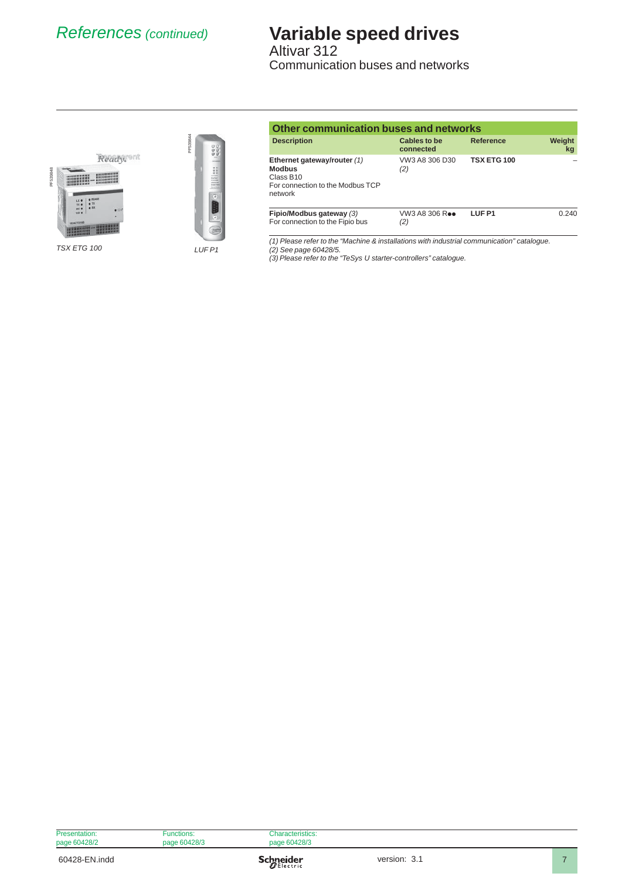# References (continued)

# Variable speed drives

Altivar 312

Communication buses and networks

TSX ETG 100

LUF P1

## Other communication buses and networks

| Description | Cables to be connected | Reference | Weight kg |
|---|---|---|---|
| **Ethernet gateway/router** *(1)* **Modbus** Class B10 For connection to the Modbus TCP network | VW3 A8 306 D30 *(2)* | **TSX ETG 100** | – |
| **Fipio/Modbus gateway** *(3)* For connection to the Fipio bus | VW3 A8 306 R●● *(2)* | **LUF P1** | 0.240 |

*(1) Please refer to the "Machine & installations with industrial communication" catalogue.*
*(2) See page 60428/5.*
*(3) Please refer to the "TeSys U starter-controllers" catalogue.*

Presentation: page 60428/2

Functions: page 60428/3

Characteristics: page 60428/3